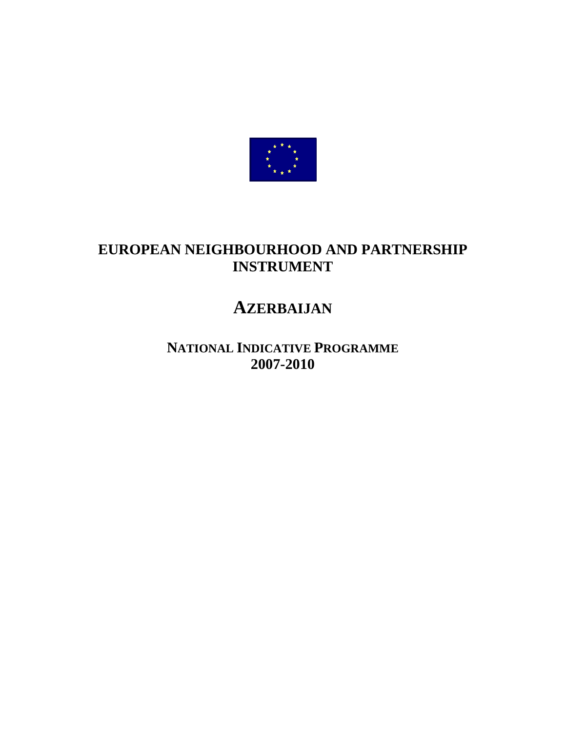# EUROPEAN NEIGHBOURHOOD AND PARTNERSHIP INSTRUMENT

# AZERBAIJAN

## NATIONAL INDICATIVE PROGRAMME
## 2007-2010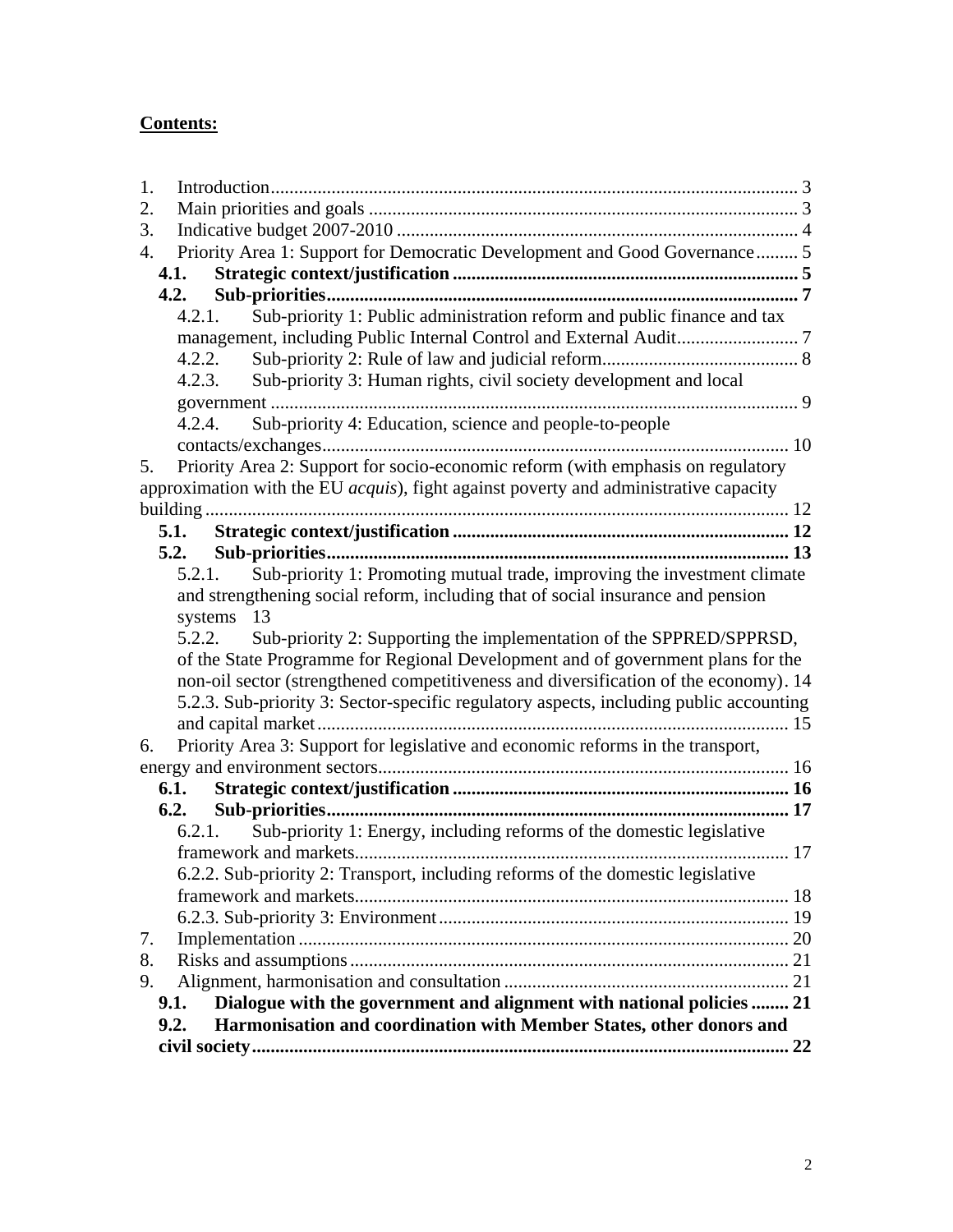**Contents:**

1. Introduction ... 3
2. Main priorities and goals ... 3
3. Indicative budget 2007-2010 ... 4
4. Priority Area 1: Support for Democratic Development and Good Governance ... 5
   - **4.1. Strategic context/justification ... 5**
   - **4.2. Sub-priorities ... 7**
     - 4.2.1. Sub-priority 1: Public administration reform and public finance and tax management, including Public Internal Control and External Audit ... 7
     - 4.2.2. Sub-priority 2: Rule of law and judicial reform ... 8
     - 4.2.3. Sub-priority 3: Human rights, civil society development and local government ... 9
     - 4.2.4. Sub-priority 4: Education, science and people-to-people contacts/exchanges ... 10
5. Priority Area 2: Support for socio-economic reform (with emphasis on regulatory approximation with the EU *acquis*), fight against poverty and administrative capacity building ... 12
   - **5.1. Strategic context/justification ... 12**
   - **5.2. Sub-priorities ... 13**
     - 5.2.1. Sub-priority 1: Promoting mutual trade, improving the investment climate and strengthening social reform, including that of social insurance and pension systems 13
     - 5.2.2. Sub-priority 2: Supporting the implementation of the SPPRED/SPPRSD, of the State Programme for Regional Development and of government plans for the non-oil sector (strengthened competitiveness and diversification of the economy). 14
     - 5.2.3. Sub-priority 3: Sector-specific regulatory aspects, including public accounting and capital market ... 15
6. Priority Area 3: Support for legislative and economic reforms in the transport, energy and environment sectors ... 16
   - **6.1. Strategic context/justification ... 16**
   - **6.2. Sub-priorities ... 17**
     - 6.2.1. Sub-priority 1: Energy, including reforms of the domestic legislative framework and markets ... 17
     - 6.2.2. Sub-priority 2: Transport, including reforms of the domestic legislative framework and markets ... 18
     - 6.2.3. Sub-priority 3: Environment ... 19
7. Implementation ... 20
8. Risks and assumptions ... 21
9. Alignment, harmonisation and consultation ... 21
   - **9.1. Dialogue with the government and alignment with national policies ... 21**
   - **9.2. Harmonisation and coordination with Member States, other donors and civil society ... 22**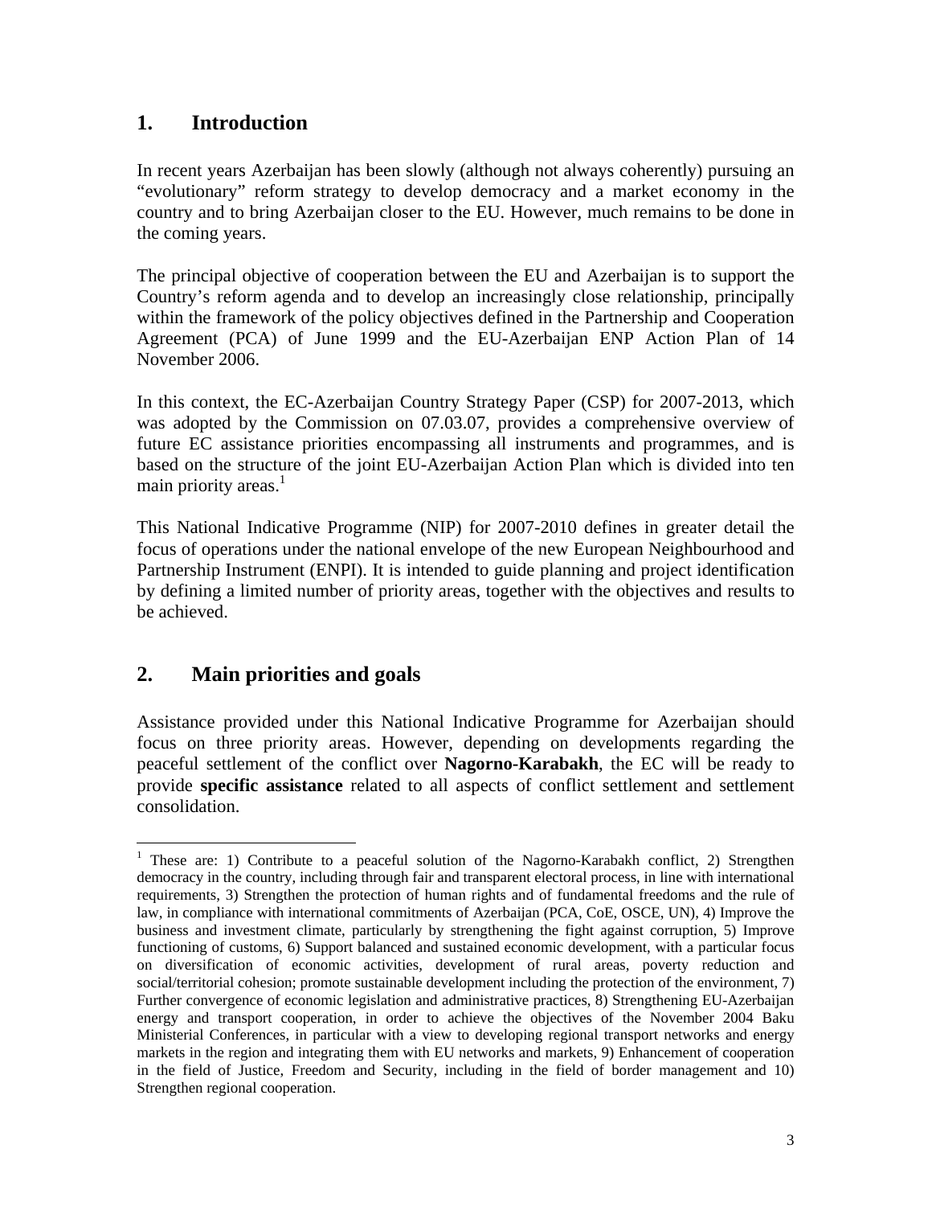## 1. Introduction

In recent years Azerbaijan has been slowly (although not always coherently) pursuing an "evolutionary" reform strategy to develop democracy and a market economy in the country and to bring Azerbaijan closer to the EU. However, much remains to be done in the coming years.

The principal objective of cooperation between the EU and Azerbaijan is to support the Country's reform agenda and to develop an increasingly close relationship, principally within the framework of the policy objectives defined in the Partnership and Cooperation Agreement (PCA) of June 1999 and the EU-Azerbaijan ENP Action Plan of 14 November 2006.

In this context, the EC-Azerbaijan Country Strategy Paper (CSP) for 2007-2013, which was adopted by the Commission on 07.03.07, provides a comprehensive overview of future EC assistance priorities encompassing all instruments and programmes, and is based on the structure of the joint EU-Azerbaijan Action Plan which is divided into ten main priority areas.[1]

This National Indicative Programme (NIP) for 2007-2010 defines in greater detail the focus of operations under the national envelope of the new European Neighbourhood and Partnership Instrument (ENPI). It is intended to guide planning and project identification by defining a limited number of priority areas, together with the objectives and results to be achieved.

## 2. Main priorities and goals

Assistance provided under this National Indicative Programme for Azerbaijan should focus on three priority areas. However, depending on developments regarding the peaceful settlement of the conflict over **Nagorno-Karabakh**, the EC will be ready to provide **specific assistance** related to all aspects of conflict settlement and settlement consolidation.

---

[1] These are: 1) Contribute to a peaceful solution of the Nagorno-Karabakh conflict, 2) Strengthen democracy in the country, including through fair and transparent electoral process, in line with international requirements, 3) Strengthen the protection of human rights and of fundamental freedoms and the rule of law, in compliance with international commitments of Azerbaijan (PCA, CoE, OSCE, UN), 4) Improve the business and investment climate, particularly by strengthening the fight against corruption, 5) Improve functioning of customs, 6) Support balanced and sustained economic development, with a particular focus on diversification of economic activities, development of rural areas, poverty reduction and social/territorial cohesion; promote sustainable development including the protection of the environment, 7) Further convergence of economic legislation and administrative practices, 8) Strengthening EU-Azerbaijan energy and transport cooperation, in order to achieve the objectives of the November 2004 Baku Ministerial Conferences, in particular with a view to developing regional transport networks and energy markets in the region and integrating them with EU networks and markets, 9) Enhancement of cooperation in the field of Justice, Freedom and Security, including in the field of border management and 10) Strengthen regional cooperation.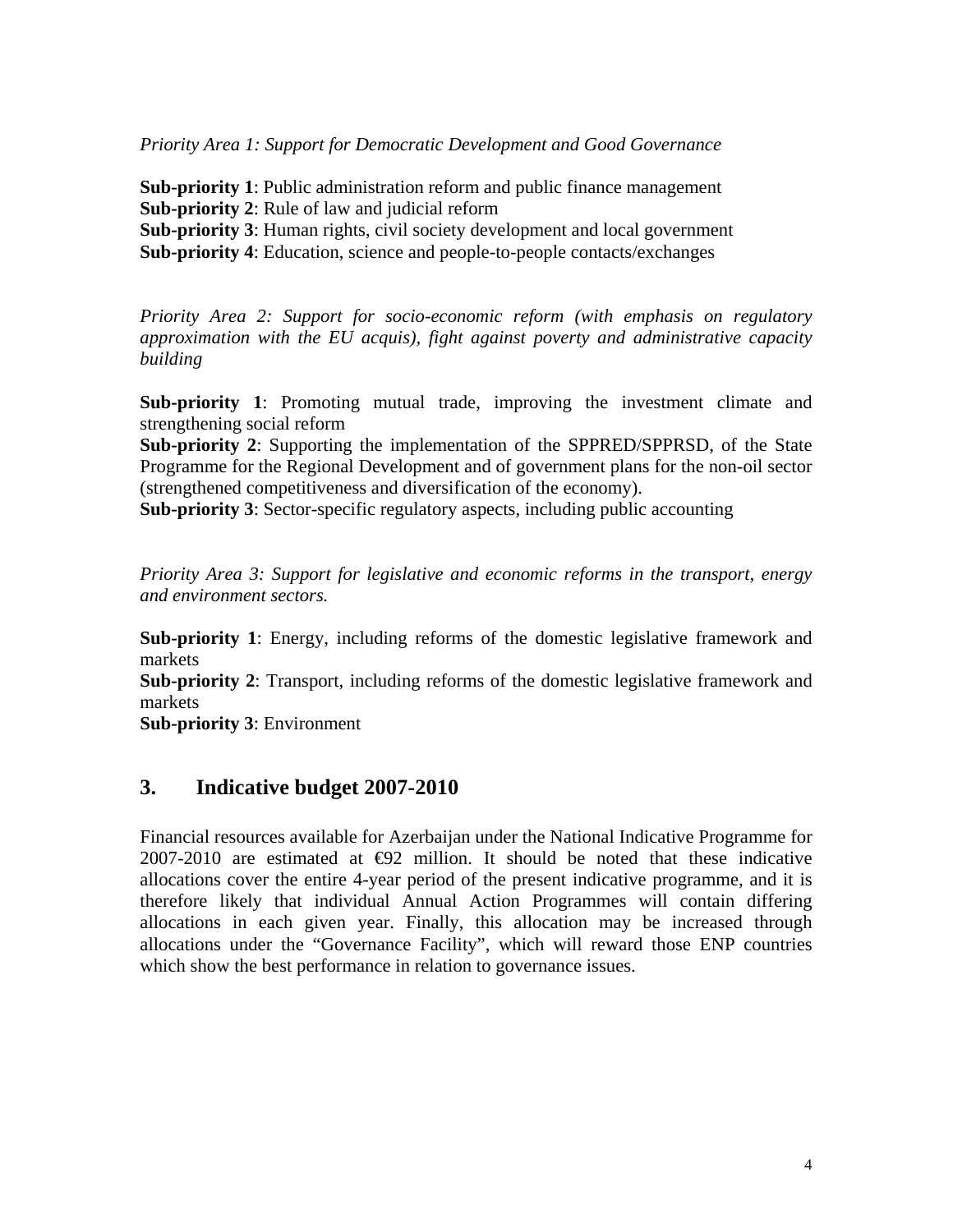*Priority Area 1: Support for Democratic Development and Good Governance*

**Sub-priority 1**: Public administration reform and public finance management
**Sub-priority 2**: Rule of law and judicial reform
**Sub-priority 3**: Human rights, civil society development and local government
**Sub-priority 4**: Education, science and people-to-people contacts/exchanges

*Priority Area 2: Support for socio-economic reform (with emphasis on regulatory approximation with the EU acquis), fight against poverty and administrative capacity building*

**Sub-priority 1**: Promoting mutual trade, improving the investment climate and strengthening social reform
**Sub-priority 2**: Supporting the implementation of the SPPRED/SPPRSD, of the State Programme for the Regional Development and of government plans for the non-oil sector (strengthened competitiveness and diversification of the economy).
**Sub-priority 3**: Sector-specific regulatory aspects, including public accounting

*Priority Area 3: Support for legislative and economic reforms in the transport, energy and environment sectors.*

**Sub-priority 1**: Energy, including reforms of the domestic legislative framework and markets
**Sub-priority 2**: Transport, including reforms of the domestic legislative framework and markets
**Sub-priority 3**: Environment

## 3. Indicative budget 2007-2010

Financial resources available for Azerbaijan under the National Indicative Programme for 2007-2010 are estimated at €92 million. It should be noted that these indicative allocations cover the entire 4-year period of the present indicative programme, and it is therefore likely that individual Annual Action Programmes will contain differing allocations in each given year. Finally, this allocation may be increased through allocations under the "Governance Facility", which will reward those ENP countries which show the best performance in relation to governance issues.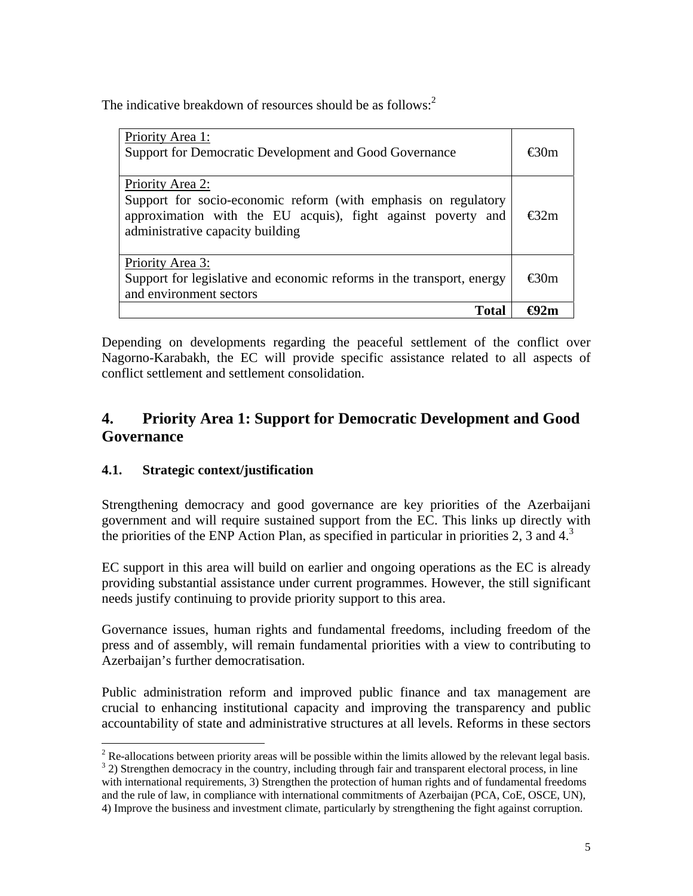The indicative breakdown of resources should be as follows:[2]

| | |
|---|---|
| Priority Area 1:<br>Support for Democratic Development and Good Governance | €30m |
| Priority Area 2:<br>Support for socio-economic reform (with emphasis on regulatory approximation with the EU acquis), fight against poverty and administrative capacity building | €32m |
| Priority Area 3:<br>Support for legislative and economic reforms in the transport, energy and environment sectors | €30m |
| **Total** | **€92m** |

Depending on developments regarding the peaceful settlement of the conflict over Nagorno-Karabakh, the EC will provide specific assistance related to all aspects of conflict settlement and settlement consolidation.

## 4. Priority Area 1: Support for Democratic Development and Good Governance

### 4.1. Strategic context/justification

Strengthening democracy and good governance are key priorities of the Azerbaijani government and will require sustained support from the EC. This links up directly with the priorities of the ENP Action Plan, as specified in particular in priorities 2, 3 and 4.[3]

EC support in this area will build on earlier and ongoing operations as the EC is already providing substantial assistance under current programmes. However, the still significant needs justify continuing to provide priority support to this area.

Governance issues, human rights and fundamental freedoms, including freedom of the press and of assembly, will remain fundamental priorities with a view to contributing to Azerbaijan's further democratisation.

Public administration reform and improved public finance and tax management are crucial to enhancing institutional capacity and improving the transparency and public accountability of state and administrative structures at all levels. Reforms in these sectors

---

[2] Re-allocations between priority areas will be possible within the limits allowed by the relevant legal basis.

[3] 2) Strengthen democracy in the country, including through fair and transparent electoral process, in line with international requirements, 3) Strengthen the protection of human rights and of fundamental freedoms and the rule of law, in compliance with international commitments of Azerbaijan (PCA, CoE, OSCE, UN), 4) Improve the business and investment climate, particularly by strengthening the fight against corruption.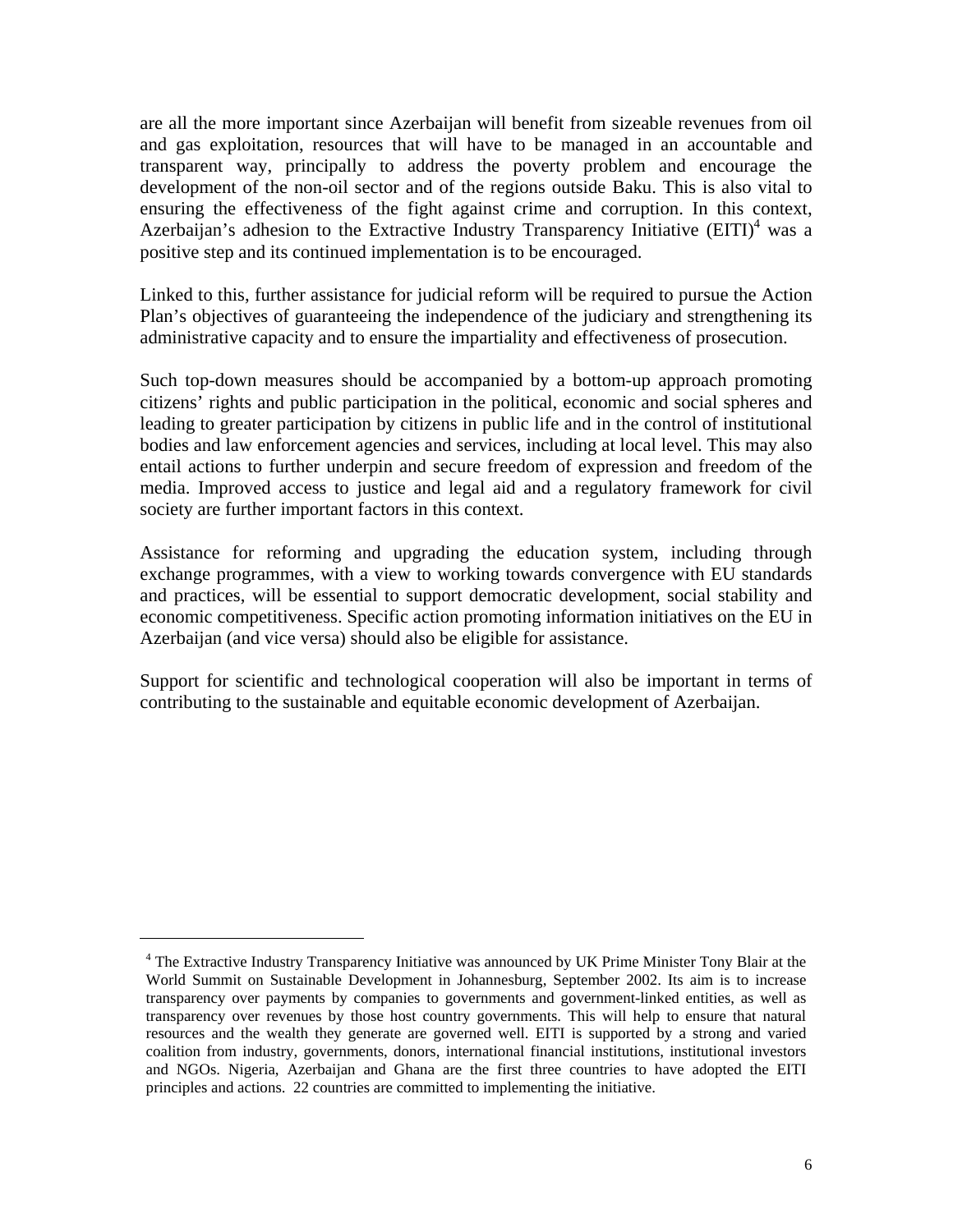are all the more important since Azerbaijan will benefit from sizeable revenues from oil and gas exploitation, resources that will have to be managed in an accountable and transparent way, principally to address the poverty problem and encourage the development of the non-oil sector and of the regions outside Baku. This is also vital to ensuring the effectiveness of the fight against crime and corruption. In this context, Azerbaijan's adhesion to the Extractive Industry Transparency Initiative (EITI)[4] was a positive step and its continued implementation is to be encouraged.

Linked to this, further assistance for judicial reform will be required to pursue the Action Plan's objectives of guaranteeing the independence of the judiciary and strengthening its administrative capacity and to ensure the impartiality and effectiveness of prosecution.

Such top-down measures should be accompanied by a bottom-up approach promoting citizens' rights and public participation in the political, economic and social spheres and leading to greater participation by citizens in public life and in the control of institutional bodies and law enforcement agencies and services, including at local level. This may also entail actions to further underpin and secure freedom of expression and freedom of the media. Improved access to justice and legal aid and a regulatory framework for civil society are further important factors in this context.

Assistance for reforming and upgrading the education system, including through exchange programmes, with a view to working towards convergence with EU standards and practices, will be essential to support democratic development, social stability and economic competitiveness. Specific action promoting information initiatives on the EU in Azerbaijan (and vice versa) should also be eligible for assistance.

Support for scientific and technological cooperation will also be important in terms of contributing to the sustainable and equitable economic development of Azerbaijan.

---

[4] The Extractive Industry Transparency Initiative was announced by UK Prime Minister Tony Blair at the World Summit on Sustainable Development in Johannesburg, September 2002. Its aim is to increase transparency over payments by companies to governments and government-linked entities, as well as transparency over revenues by those host country governments. This will help to ensure that natural resources and the wealth they generate are governed well. EITI is supported by a strong and varied coalition from industry, governments, donors, international financial institutions, institutional investors and NGOs. Nigeria, Azerbaijan and Ghana are the first three countries to have adopted the EITI principles and actions. 22 countries are committed to implementing the initiative.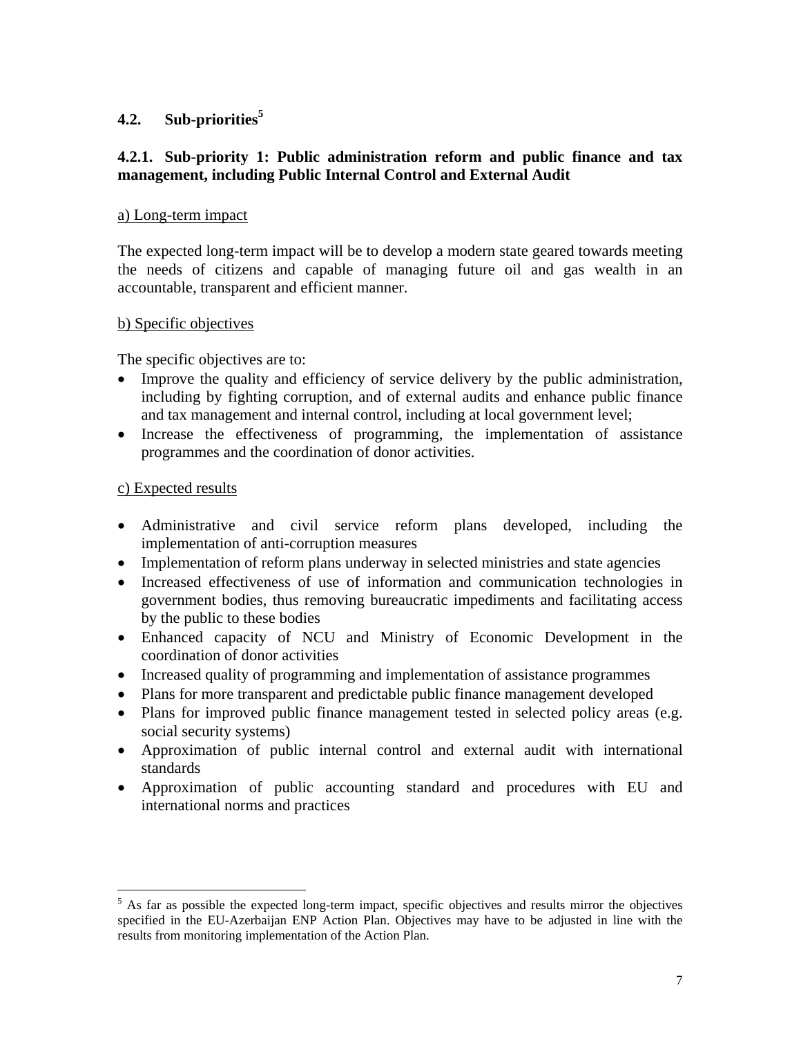## 4.2. Sub-priorities[5]

### 4.2.1. Sub-priority 1: Public administration reform and public finance and tax management, including Public Internal Control and External Audit

a) Long-term impact

The expected long-term impact will be to develop a modern state geared towards meeting the needs of citizens and capable of managing future oil and gas wealth in an accountable, transparent and efficient manner.

b) Specific objectives

The specific objectives are to:

- Improve the quality and efficiency of service delivery by the public administration, including by fighting corruption, and of external audits and enhance public finance and tax management and internal control, including at local government level;
- Increase the effectiveness of programming, the implementation of assistance programmes and the coordination of donor activities.

c) Expected results

- Administrative and civil service reform plans developed, including the implementation of anti-corruption measures
- Implementation of reform plans underway in selected ministries and state agencies
- Increased effectiveness of use of information and communication technologies in government bodies, thus removing bureaucratic impediments and facilitating access by the public to these bodies
- Enhanced capacity of NCU and Ministry of Economic Development in the coordination of donor activities
- Increased quality of programming and implementation of assistance programmes
- Plans for more transparent and predictable public finance management developed
- Plans for improved public finance management tested in selected policy areas (e.g. social security systems)
- Approximation of public internal control and external audit with international standards
- Approximation of public accounting standard and procedures with EU and international norms and practices

[5] As far as possible the expected long-term impact, specific objectives and results mirror the objectives specified in the EU-Azerbaijan ENP Action Plan. Objectives may have to be adjusted in line with the results from monitoring implementation of the Action Plan.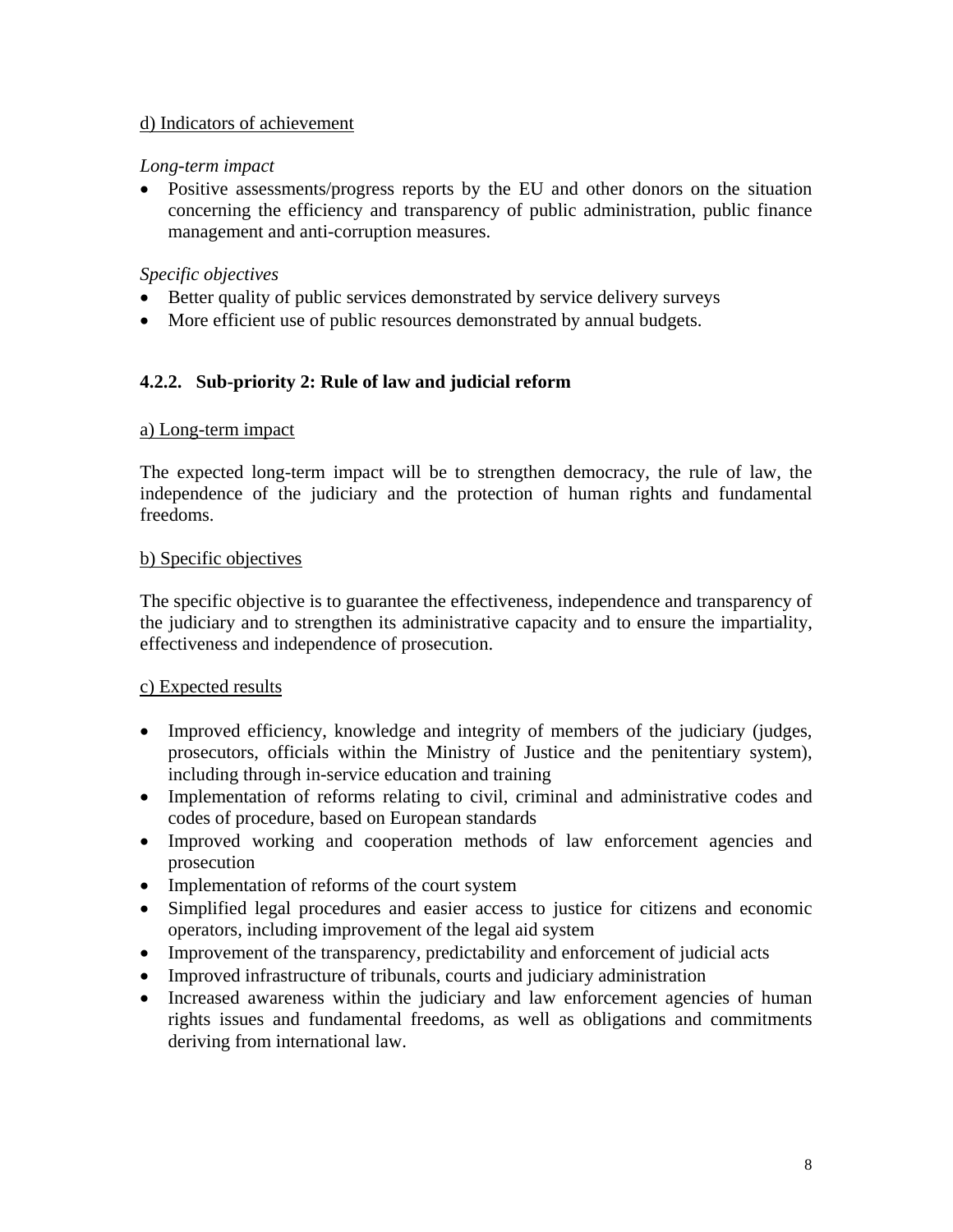d) Indicators of achievement

*Long-term impact*

- Positive assessments/progress reports by the EU and other donors on the situation concerning the efficiency and transparency of public administration, public finance management and anti-corruption measures.

*Specific objectives*

- Better quality of public services demonstrated by service delivery surveys
- More efficient use of public resources demonstrated by annual budgets.

### 4.2.2. Sub-priority 2: Rule of law and judicial reform

a) Long-term impact

The expected long-term impact will be to strengthen democracy, the rule of law, the independence of the judiciary and the protection of human rights and fundamental freedoms.

b) Specific objectives

The specific objective is to guarantee the effectiveness, independence and transparency of the judiciary and to strengthen its administrative capacity and to ensure the impartiality, effectiveness and independence of prosecution.

c) Expected results

- Improved efficiency, knowledge and integrity of members of the judiciary (judges, prosecutors, officials within the Ministry of Justice and the penitentiary system), including through in-service education and training
- Implementation of reforms relating to civil, criminal and administrative codes and codes of procedure, based on European standards
- Improved working and cooperation methods of law enforcement agencies and prosecution
- Implementation of reforms of the court system
- Simplified legal procedures and easier access to justice for citizens and economic operators, including improvement of the legal aid system
- Improvement of the transparency, predictability and enforcement of judicial acts
- Improved infrastructure of tribunals, courts and judiciary administration
- Increased awareness within the judiciary and law enforcement agencies of human rights issues and fundamental freedoms, as well as obligations and commitments deriving from international law.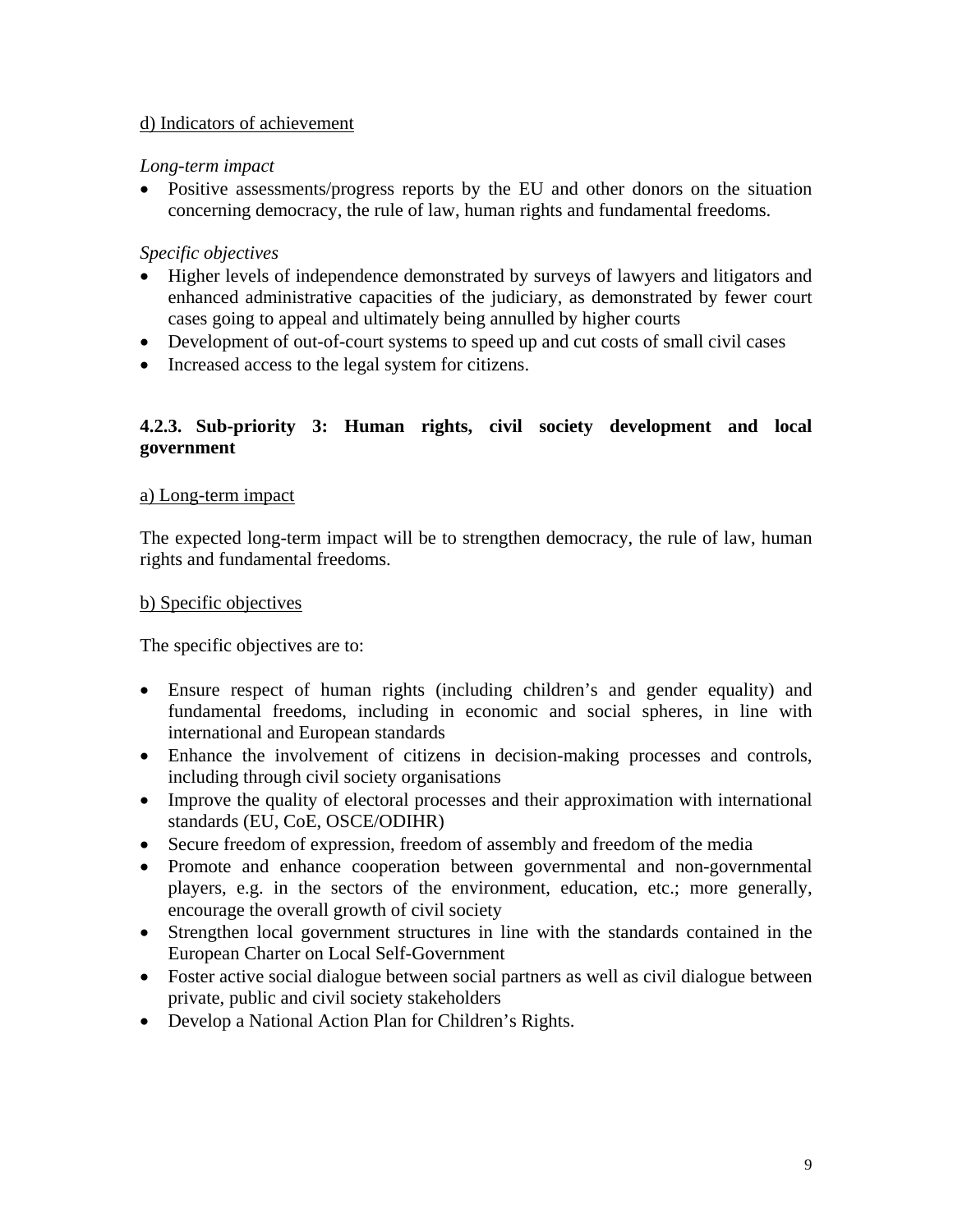d) Indicators of achievement

*Long-term impact*

- Positive assessments/progress reports by the EU and other donors on the situation concerning democracy, the rule of law, human rights and fundamental freedoms.

*Specific objectives*

- Higher levels of independence demonstrated by surveys of lawyers and litigators and enhanced administrative capacities of the judiciary, as demonstrated by fewer court cases going to appeal and ultimately being annulled by higher courts
- Development of out-of-court systems to speed up and cut costs of small civil cases
- Increased access to the legal system for citizens.

### 4.2.3. Sub-priority 3: Human rights, civil society development and local government

a) Long-term impact

The expected long-term impact will be to strengthen democracy, the rule of law, human rights and fundamental freedoms.

b) Specific objectives

The specific objectives are to:

- Ensure respect of human rights (including children's and gender equality) and fundamental freedoms, including in economic and social spheres, in line with international and European standards
- Enhance the involvement of citizens in decision-making processes and controls, including through civil society organisations
- Improve the quality of electoral processes and their approximation with international standards (EU, CoE, OSCE/ODIHR)
- Secure freedom of expression, freedom of assembly and freedom of the media
- Promote and enhance cooperation between governmental and non-governmental players, e.g. in the sectors of the environment, education, etc.; more generally, encourage the overall growth of civil society
- Strengthen local government structures in line with the standards contained in the European Charter on Local Self-Government
- Foster active social dialogue between social partners as well as civil dialogue between private, public and civil society stakeholders
- Develop a National Action Plan for Children's Rights.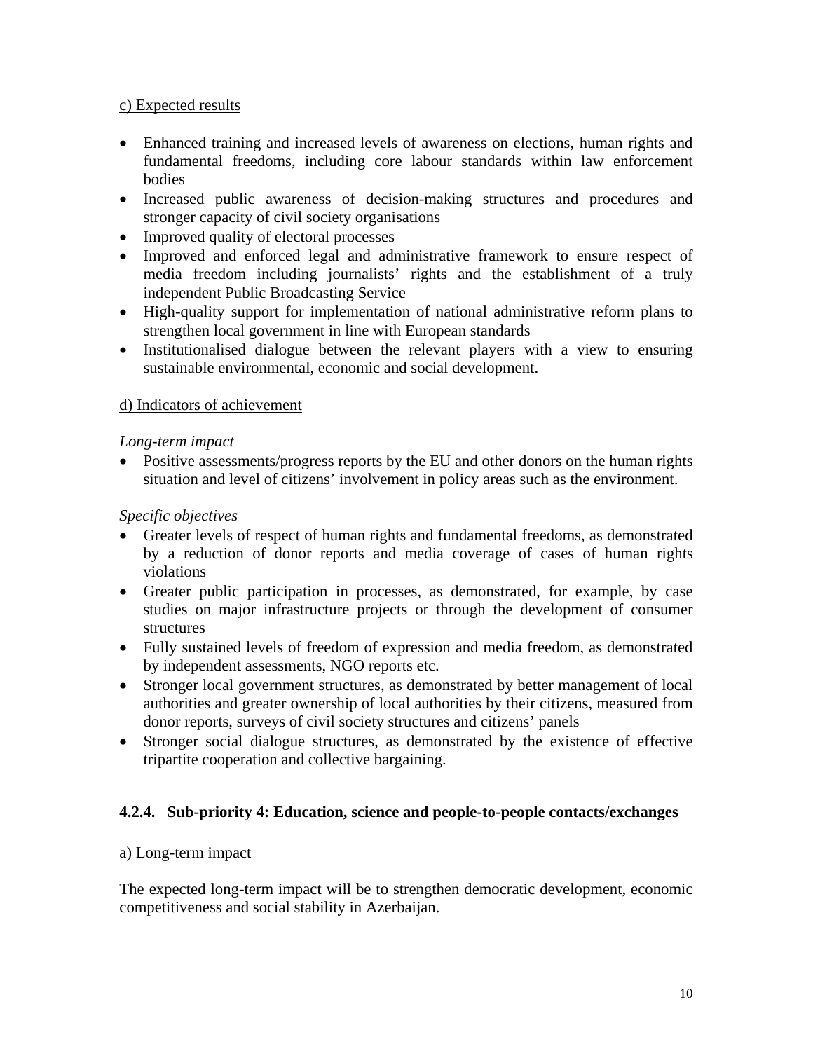c) Expected results

- Enhanced training and increased levels of awareness on elections, human rights and fundamental freedoms, including core labour standards within law enforcement bodies
- Increased public awareness of decision-making structures and procedures and stronger capacity of civil society organisations
- Improved quality of electoral processes
- Improved and enforced legal and administrative framework to ensure respect of media freedom including journalists' rights and the establishment of a truly independent Public Broadcasting Service
- High-quality support for implementation of national administrative reform plans to strengthen local government in line with European standards
- Institutionalised dialogue between the relevant players with a view to ensuring sustainable environmental, economic and social development.

d) Indicators of achievement

*Long-term impact*

- Positive assessments/progress reports by the EU and other donors on the human rights situation and level of citizens' involvement in policy areas such as the environment.

*Specific objectives*

- Greater levels of respect of human rights and fundamental freedoms, as demonstrated by a reduction of donor reports and media coverage of cases of human rights violations
- Greater public participation in processes, as demonstrated, for example, by case studies on major infrastructure projects or through the development of consumer structures
- Fully sustained levels of freedom of expression and media freedom, as demonstrated by independent assessments, NGO reports etc.
- Stronger local government structures, as demonstrated by better management of local authorities and greater ownership of local authorities by their citizens, measured from donor reports, surveys of civil society structures and citizens' panels
- Stronger social dialogue structures, as demonstrated by the existence of effective tripartite cooperation and collective bargaining.

### 4.2.4. Sub-priority 4: Education, science and people-to-people contacts/exchanges

a) Long-term impact

The expected long-term impact will be to strengthen democratic development, economic competitiveness and social stability in Azerbaijan.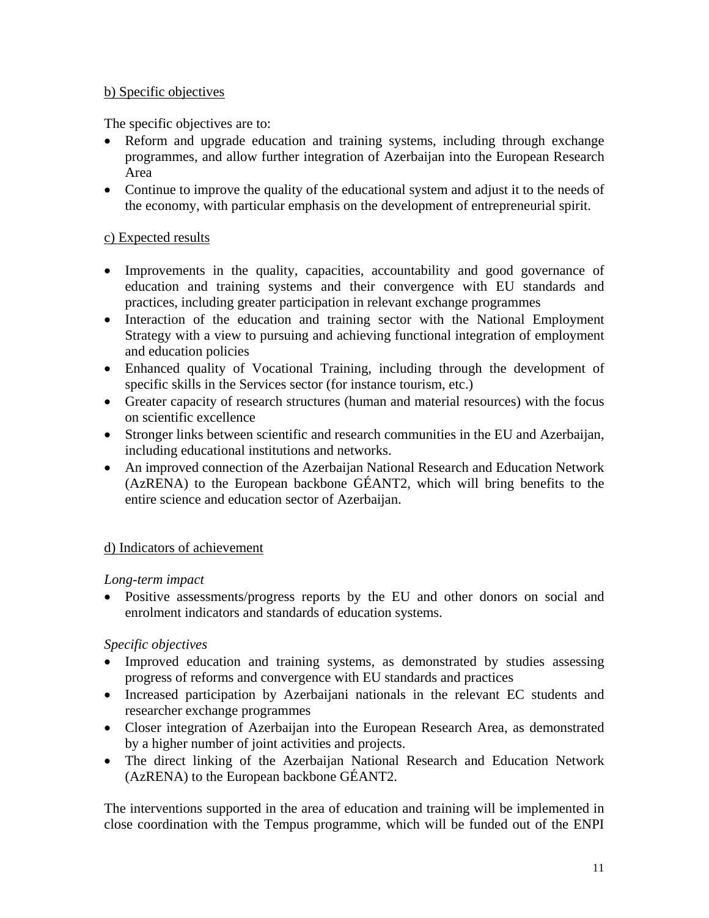b) Specific objectives

The specific objectives are to:

- Reform and upgrade education and training systems, including through exchange programmes, and allow further integration of Azerbaijan into the European Research Area
- Continue to improve the quality of the educational system and adjust it to the needs of the economy, with particular emphasis on the development of entrepreneurial spirit.

c) Expected results

- Improvements in the quality, capacities, accountability and good governance of education and training systems and their convergence with EU standards and practices, including greater participation in relevant exchange programmes
- Interaction of the education and training sector with the National Employment Strategy with a view to pursuing and achieving functional integration of employment and education policies
- Enhanced quality of Vocational Training, including through the development of specific skills in the Services sector (for instance tourism, etc.)
- Greater capacity of research structures (human and material resources) with the focus on scientific excellence
- Stronger links between scientific and research communities in the EU and Azerbaijan, including educational institutions and networks.
- An improved connection of the Azerbaijan National Research and Education Network (AzRENA) to the European backbone GÉANT2, which will bring benefits to the entire science and education sector of Azerbaijan.

d) Indicators of achievement

*Long-term impact*

- Positive assessments/progress reports by the EU and other donors on social and enrolment indicators and standards of education systems.

*Specific objectives*

- Improved education and training systems, as demonstrated by studies assessing progress of reforms and convergence with EU standards and practices
- Increased participation by Azerbaijani nationals in the relevant EC students and researcher exchange programmes
- Closer integration of Azerbaijan into the European Research Area, as demonstrated by a higher number of joint activities and projects.
- The direct linking of the Azerbaijan National Research and Education Network (AzRENA) to the European backbone GÉANT2.

The interventions supported in the area of education and training will be implemented in close coordination with the Tempus programme, which will be funded out of the ENPI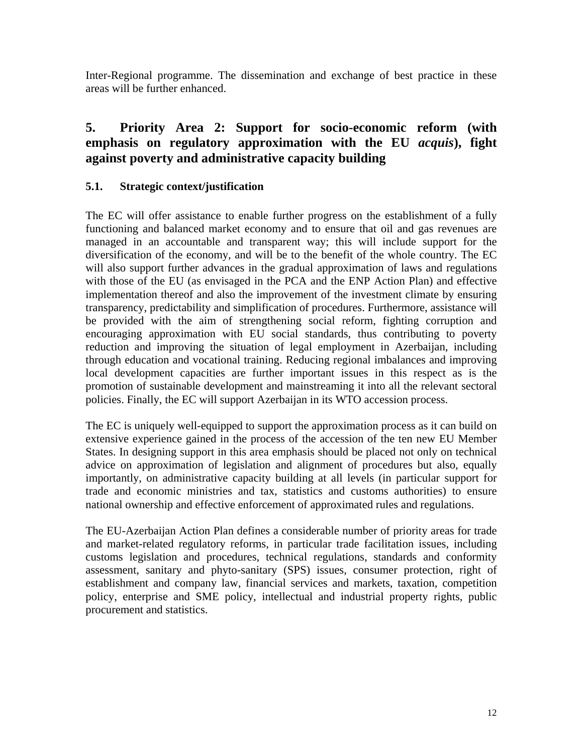Inter-Regional programme. The dissemination and exchange of best practice in these areas will be further enhanced.

# 5. Priority Area 2: Support for socio-economic reform (with emphasis on regulatory approximation with the EU *acquis*), fight against poverty and administrative capacity building

## 5.1. Strategic context/justification

The EC will offer assistance to enable further progress on the establishment of a fully functioning and balanced market economy and to ensure that oil and gas revenues are managed in an accountable and transparent way; this will include support for the diversification of the economy, and will be to the benefit of the whole country. The EC will also support further advances in the gradual approximation of laws and regulations with those of the EU (as envisaged in the PCA and the ENP Action Plan) and effective implementation thereof and also the improvement of the investment climate by ensuring transparency, predictability and simplification of procedures. Furthermore, assistance will be provided with the aim of strengthening social reform, fighting corruption and encouraging approximation with EU social standards, thus contributing to poverty reduction and improving the situation of legal employment in Azerbaijan, including through education and vocational training. Reducing regional imbalances and improving local development capacities are further important issues in this respect as is the promotion of sustainable development and mainstreaming it into all the relevant sectoral policies. Finally, the EC will support Azerbaijan in its WTO accession process.

The EC is uniquely well-equipped to support the approximation process as it can build on extensive experience gained in the process of the accession of the ten new EU Member States. In designing support in this area emphasis should be placed not only on technical advice on approximation of legislation and alignment of procedures but also, equally importantly, on administrative capacity building at all levels (in particular support for trade and economic ministries and tax, statistics and customs authorities) to ensure national ownership and effective enforcement of approximated rules and regulations.

The EU-Azerbaijan Action Plan defines a considerable number of priority areas for trade and market-related regulatory reforms, in particular trade facilitation issues, including customs legislation and procedures, technical regulations, standards and conformity assessment, sanitary and phyto-sanitary (SPS) issues, consumer protection, right of establishment and company law, financial services and markets, taxation, competition policy, enterprise and SME policy, intellectual and industrial property rights, public procurement and statistics.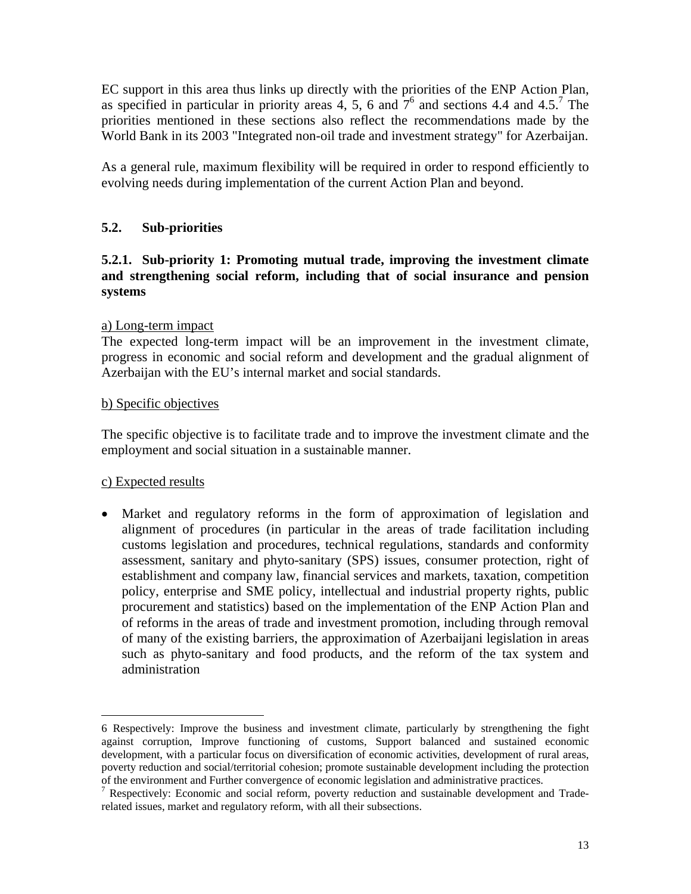EC support in this area thus links up directly with the priorities of the ENP Action Plan, as specified in particular in priority areas 4, 5, 6 and 7[6] and sections 4.4 and 4.5.[7] The priorities mentioned in these sections also reflect the recommendations made by the World Bank in its 2003 "Integrated non-oil trade and investment strategy" for Azerbaijan.

As a general rule, maximum flexibility will be required in order to respond efficiently to evolving needs during implementation of the current Action Plan and beyond.

### 5.2. Sub-priorities

#### 5.2.1. Sub-priority 1: Promoting mutual trade, improving the investment climate and strengthening social reform, including that of social insurance and pension systems

a) Long-term impact

The expected long-term impact will be an improvement in the investment climate, progress in economic and social reform and development and the gradual alignment of Azerbaijan with the EU's internal market and social standards.

b) Specific objectives

The specific objective is to facilitate trade and to improve the investment climate and the employment and social situation in a sustainable manner.

c) Expected results

- Market and regulatory reforms in the form of approximation of legislation and alignment of procedures (in particular in the areas of trade facilitation including customs legislation and procedures, technical regulations, standards and conformity assessment, sanitary and phyto-sanitary (SPS) issues, consumer protection, right of establishment and company law, financial services and markets, taxation, competition policy, enterprise and SME policy, intellectual and industrial property rights, public procurement and statistics) based on the implementation of the ENP Action Plan and of reforms in the areas of trade and investment promotion, including through removal of many of the existing barriers, the approximation of Azerbaijani legislation in areas such as phyto-sanitary and food products, and the reform of the tax system and administration

---

6 Respectively: Improve the business and investment climate, particularly by strengthening the fight against corruption, Improve functioning of customs, Support balanced and sustained economic development, with a particular focus on diversification of economic activities, development of rural areas, poverty reduction and social/territorial cohesion; promote sustainable development including the protection of the environment and Further convergence of economic legislation and administrative practices.

7 Respectively: Economic and social reform, poverty reduction and sustainable development and Trade-related issues, market and regulatory reform, with all their subsections.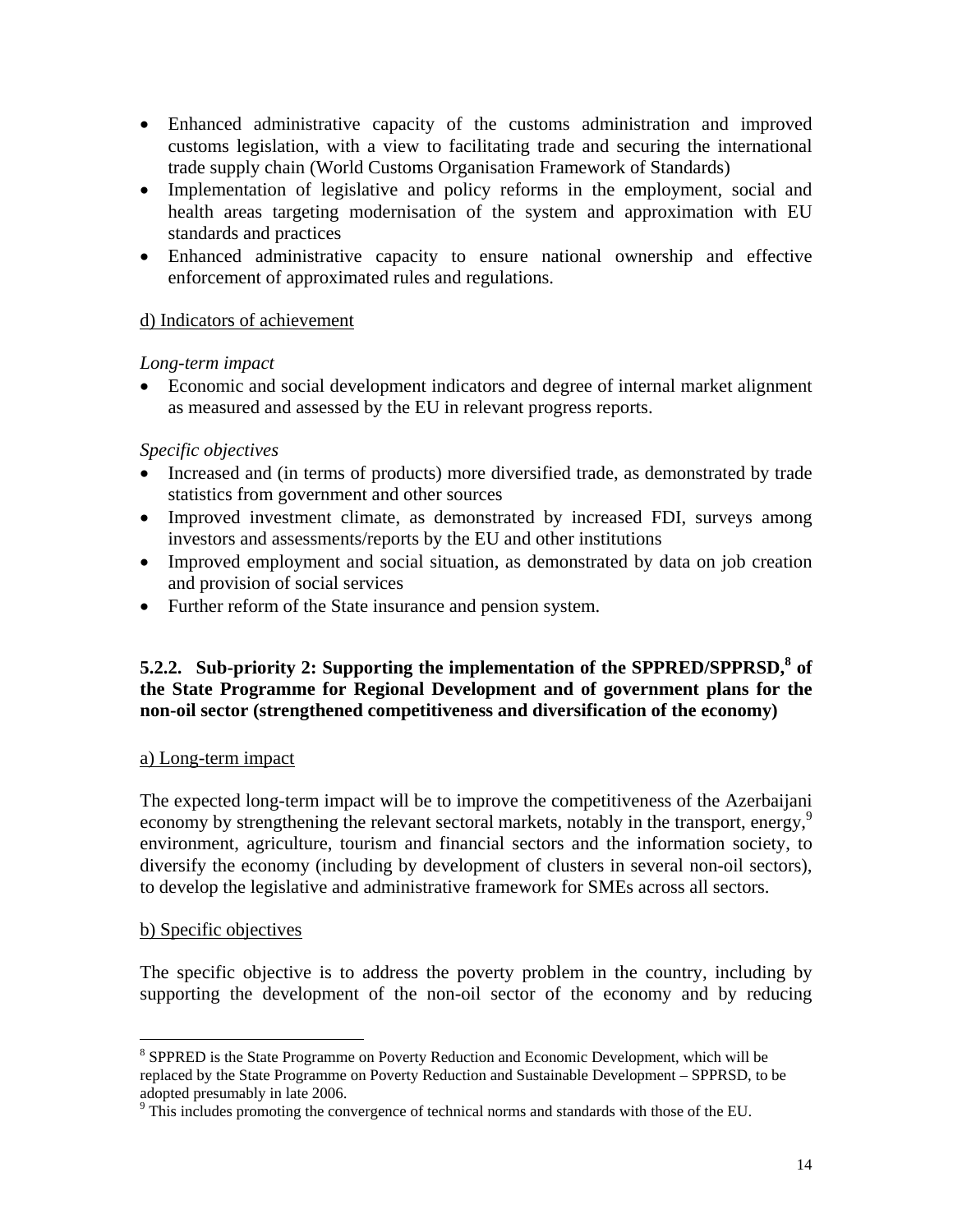- Enhanced administrative capacity of the customs administration and improved customs legislation, with a view to facilitating trade and securing the international trade supply chain (World Customs Organisation Framework of Standards)
- Implementation of legislative and policy reforms in the employment, social and health areas targeting modernisation of the system and approximation with EU standards and practices
- Enhanced administrative capacity to ensure national ownership and effective enforcement of approximated rules and regulations.

d) Indicators of achievement

*Long-term impact*

- Economic and social development indicators and degree of internal market alignment as measured and assessed by the EU in relevant progress reports.

*Specific objectives*

- Increased and (in terms of products) more diversified trade, as demonstrated by trade statistics from government and other sources
- Improved investment climate, as demonstrated by increased FDI, surveys among investors and assessments/reports by the EU and other institutions
- Improved employment and social situation, as demonstrated by data on job creation and provision of social services
- Further reform of the State insurance and pension system.

### 5.2.2. Sub-priority 2: Supporting the implementation of the SPPRED/SPPRSD,[8] of the State Programme for Regional Development and of government plans for the non-oil sector (strengthened competitiveness and diversification of the economy)

a) Long-term impact

The expected long-term impact will be to improve the competitiveness of the Azerbaijani economy by strengthening the relevant sectoral markets, notably in the transport, energy,[9] environment, agriculture, tourism and financial sectors and the information society, to diversify the economy (including by development of clusters in several non-oil sectors), to develop the legislative and administrative framework for SMEs across all sectors.

b) Specific objectives

The specific objective is to address the poverty problem in the country, including by supporting the development of the non-oil sector of the economy and by reducing

[8] SPPRED is the State Programme on Poverty Reduction and Economic Development, which will be replaced by the State Programme on Poverty Reduction and Sustainable Development – SPPRSD, to be adopted presumably in late 2006.

[9] This includes promoting the convergence of technical norms and standards with those of the EU.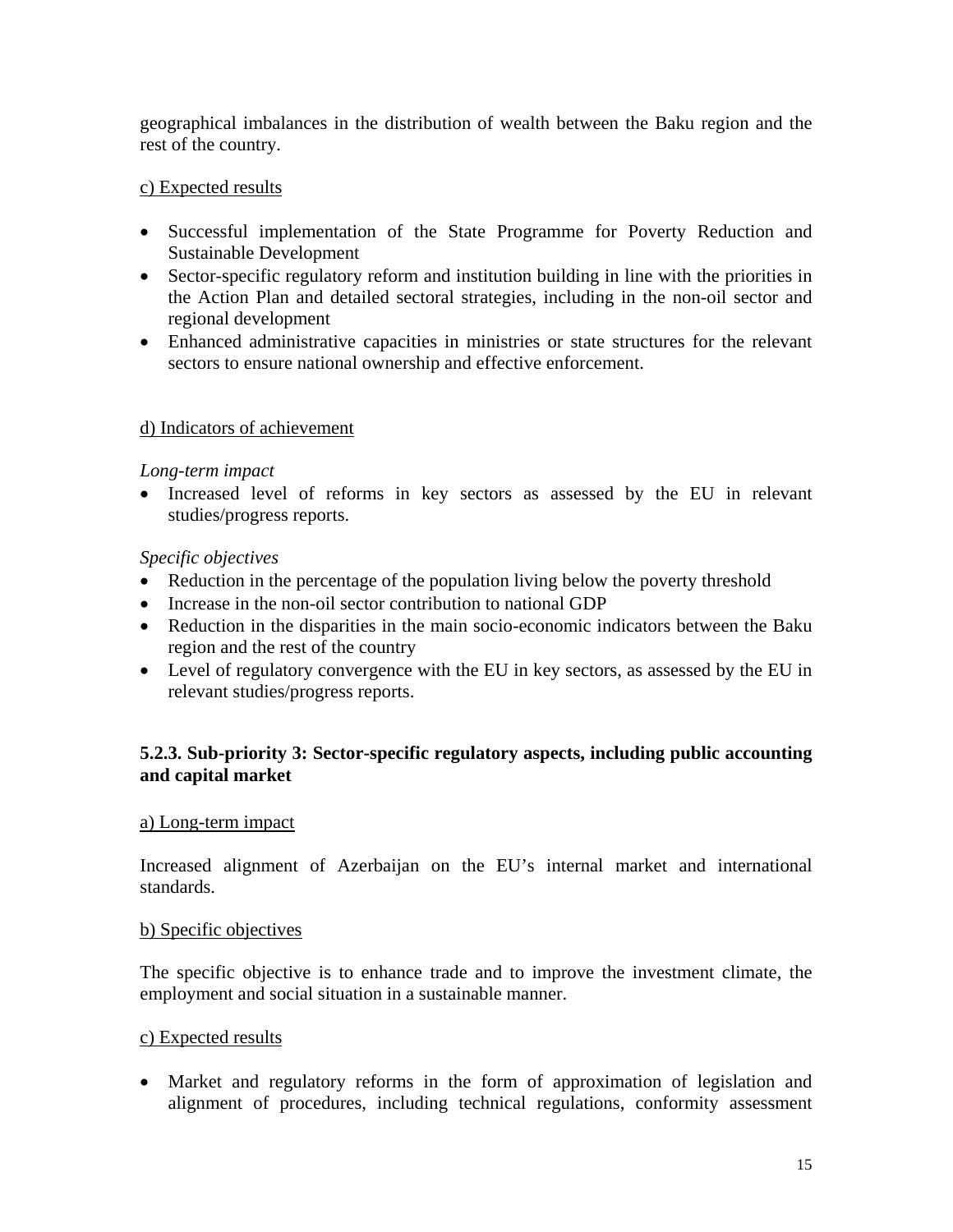geographical imbalances in the distribution of wealth between the Baku region and the rest of the country.

c) Expected results

- Successful implementation of the State Programme for Poverty Reduction and Sustainable Development
- Sector-specific regulatory reform and institution building in line with the priorities in the Action Plan and detailed sectoral strategies, including in the non-oil sector and regional development
- Enhanced administrative capacities in ministries or state structures for the relevant sectors to ensure national ownership and effective enforcement.

d) Indicators of achievement

*Long-term impact*

- Increased level of reforms in key sectors as assessed by the EU in relevant studies/progress reports.

*Specific objectives*

- Reduction in the percentage of the population living below the poverty threshold
- Increase in the non-oil sector contribution to national GDP
- Reduction in the disparities in the main socio-economic indicators between the Baku region and the rest of the country
- Level of regulatory convergence with the EU in key sectors, as assessed by the EU in relevant studies/progress reports.

### 5.2.3. Sub-priority 3: Sector-specific regulatory aspects, including public accounting and capital market

a) Long-term impact

Increased alignment of Azerbaijan on the EU's internal market and international standards.

b) Specific objectives

The specific objective is to enhance trade and to improve the investment climate, the employment and social situation in a sustainable manner.

c) Expected results

- Market and regulatory reforms in the form of approximation of legislation and alignment of procedures, including technical regulations, conformity assessment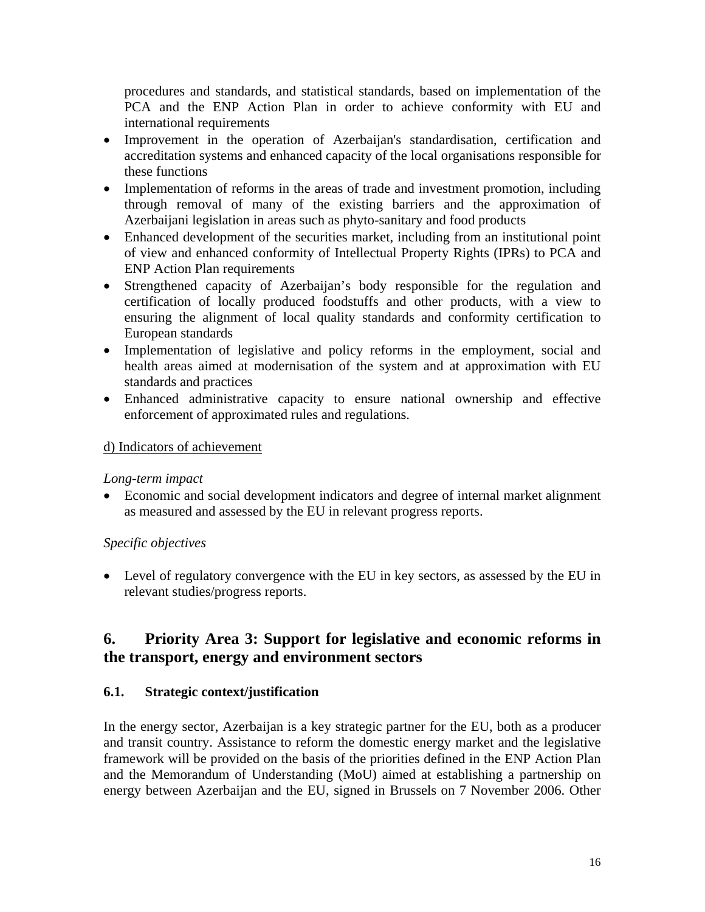procedures and standards, and statistical standards, based on implementation of the PCA and the ENP Action Plan in order to achieve conformity with EU and international requirements

- Improvement in the operation of Azerbaijan's standardisation, certification and accreditation systems and enhanced capacity of the local organisations responsible for these functions
- Implementation of reforms in the areas of trade and investment promotion, including through removal of many of the existing barriers and the approximation of Azerbaijani legislation in areas such as phyto-sanitary and food products
- Enhanced development of the securities market, including from an institutional point of view and enhanced conformity of Intellectual Property Rights (IPRs) to PCA and ENP Action Plan requirements
- Strengthened capacity of Azerbaijan's body responsible for the regulation and certification of locally produced foodstuffs and other products, with a view to ensuring the alignment of local quality standards and conformity certification to European standards
- Implementation of legislative and policy reforms in the employment, social and health areas aimed at modernisation of the system and at approximation with EU standards and practices
- Enhanced administrative capacity to ensure national ownership and effective enforcement of approximated rules and regulations.

d) Indicators of achievement

*Long-term impact*

- Economic and social development indicators and degree of internal market alignment as measured and assessed by the EU in relevant progress reports.

*Specific objectives*

- Level of regulatory convergence with the EU in key sectors, as assessed by the EU in relevant studies/progress reports.

## 6. Priority Area 3: Support for legislative and economic reforms in the transport, energy and environment sectors

### 6.1. Strategic context/justification

In the energy sector, Azerbaijan is a key strategic partner for the EU, both as a producer and transit country. Assistance to reform the domestic energy market and the legislative framework will be provided on the basis of the priorities defined in the ENP Action Plan and the Memorandum of Understanding (MoU) aimed at establishing a partnership on energy between Azerbaijan and the EU, signed in Brussels on 7 November 2006. Other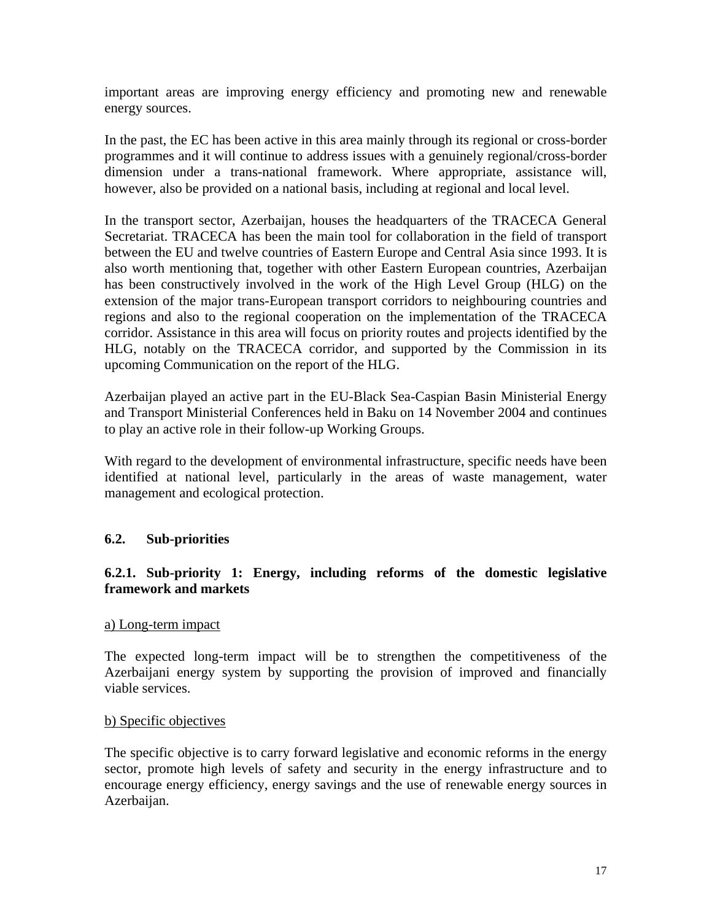important areas are improving energy efficiency and promoting new and renewable energy sources.

In the past, the EC has been active in this area mainly through its regional or cross-border programmes and it will continue to address issues with a genuinely regional/cross-border dimension under a trans-national framework. Where appropriate, assistance will, however, also be provided on a national basis, including at regional and local level.

In the transport sector, Azerbaijan, houses the headquarters of the TRACECA General Secretariat. TRACECA has been the main tool for collaboration in the field of transport between the EU and twelve countries of Eastern Europe and Central Asia since 1993. It is also worth mentioning that, together with other Eastern European countries, Azerbaijan has been constructively involved in the work of the High Level Group (HLG) on the extension of the major trans-European transport corridors to neighbouring countries and regions and also to the regional cooperation on the implementation of the TRACECA corridor. Assistance in this area will focus on priority routes and projects identified by the HLG, notably on the TRACECA corridor, and supported by the Commission in its upcoming Communication on the report of the HLG.

Azerbaijan played an active part in the EU-Black Sea-Caspian Basin Ministerial Energy and Transport Ministerial Conferences held in Baku on 14 November 2004 and continues to play an active role in their follow-up Working Groups.

With regard to the development of environmental infrastructure, specific needs have been identified at national level, particularly in the areas of waste management, water management and ecological protection.

## 6.2. Sub-priorities

### 6.2.1. Sub-priority 1: Energy, including reforms of the domestic legislative framework and markets

a) Long-term impact

The expected long-term impact will be to strengthen the competitiveness of the Azerbaijani energy system by supporting the provision of improved and financially viable services.

b) Specific objectives

The specific objective is to carry forward legislative and economic reforms in the energy sector, promote high levels of safety and security in the energy infrastructure and to encourage energy efficiency, energy savings and the use of renewable energy sources in Azerbaijan.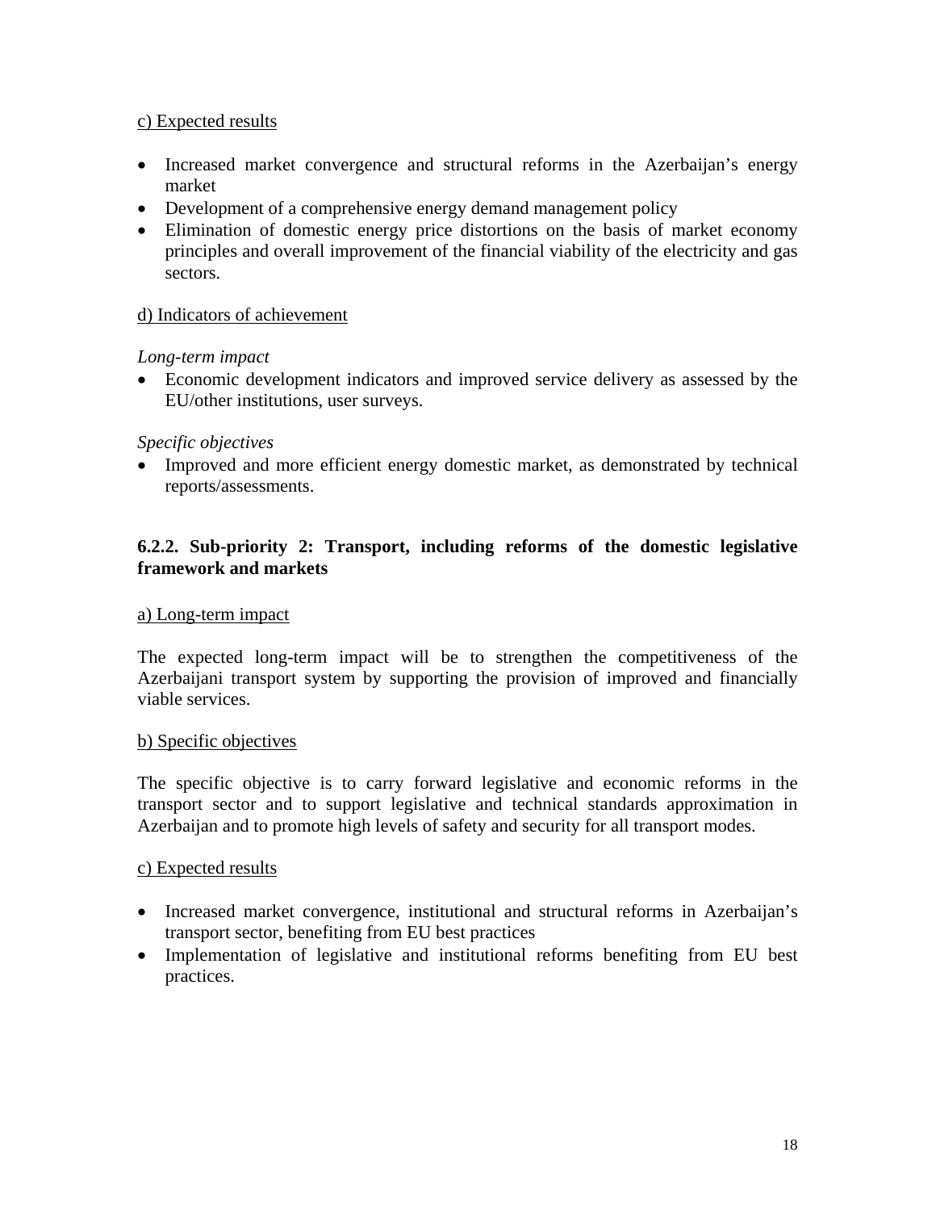c) Expected results

- Increased market convergence and structural reforms in the Azerbaijan's energy market
- Development of a comprehensive energy demand management policy
- Elimination of domestic energy price distortions on the basis of market economy principles and overall improvement of the financial viability of the electricity and gas sectors.

d) Indicators of achievement

*Long-term impact*

- Economic development indicators and improved service delivery as assessed by the EU/other institutions, user surveys.

*Specific objectives*

- Improved and more efficient energy domestic market, as demonstrated by technical reports/assessments.

### 6.2.2. Sub-priority 2: Transport, including reforms of the domestic legislative framework and markets

a) Long-term impact

The expected long-term impact will be to strengthen the competitiveness of the Azerbaijani transport system by supporting the provision of improved and financially viable services.

b) Specific objectives

The specific objective is to carry forward legislative and economic reforms in the transport sector and to support legislative and technical standards approximation in Azerbaijan and to promote high levels of safety and security for all transport modes.

c) Expected results

- Increased market convergence, institutional and structural reforms in Azerbaijan's transport sector, benefiting from EU best practices
- Implementation of legislative and institutional reforms benefiting from EU best practices.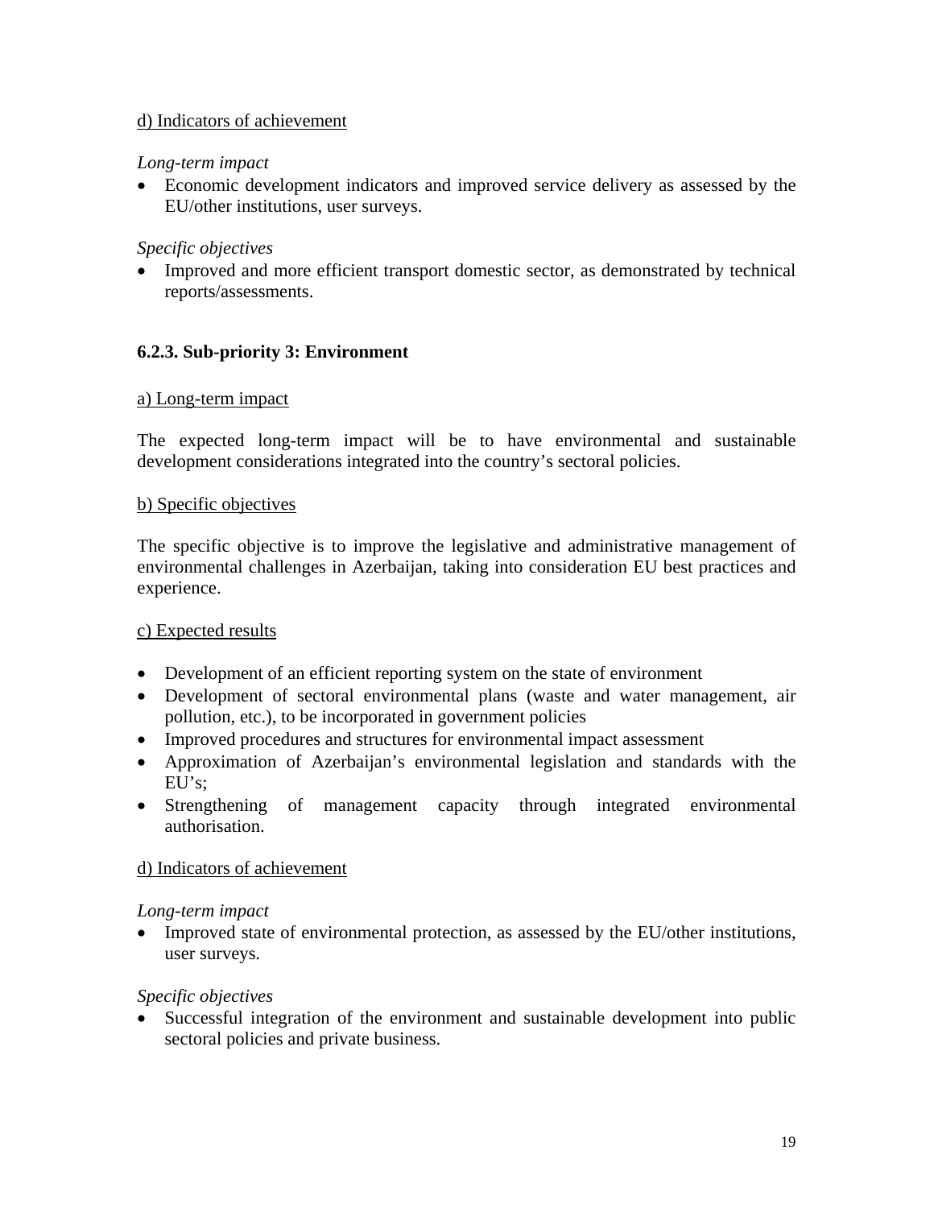d) Indicators of achievement

*Long-term impact*

- Economic development indicators and improved service delivery as assessed by the EU/other institutions, user surveys.

*Specific objectives*

- Improved and more efficient transport domestic sector, as demonstrated by technical reports/assessments.

### 6.2.3. Sub-priority 3: Environment

a) Long-term impact

The expected long-term impact will be to have environmental and sustainable development considerations integrated into the country's sectoral policies.

b) Specific objectives

The specific objective is to improve the legislative and administrative management of environmental challenges in Azerbaijan, taking into consideration EU best practices and experience.

c) Expected results

- Development of an efficient reporting system on the state of environment
- Development of sectoral environmental plans (waste and water management, air pollution, etc.), to be incorporated in government policies
- Improved procedures and structures for environmental impact assessment
- Approximation of Azerbaijan's environmental legislation and standards with the EU's;
- Strengthening of management capacity through integrated environmental authorisation.

d) Indicators of achievement

*Long-term impact*

- Improved state of environmental protection, as assessed by the EU/other institutions, user surveys.

*Specific objectives*

- Successful integration of the environment and sustainable development into public sectoral policies and private business.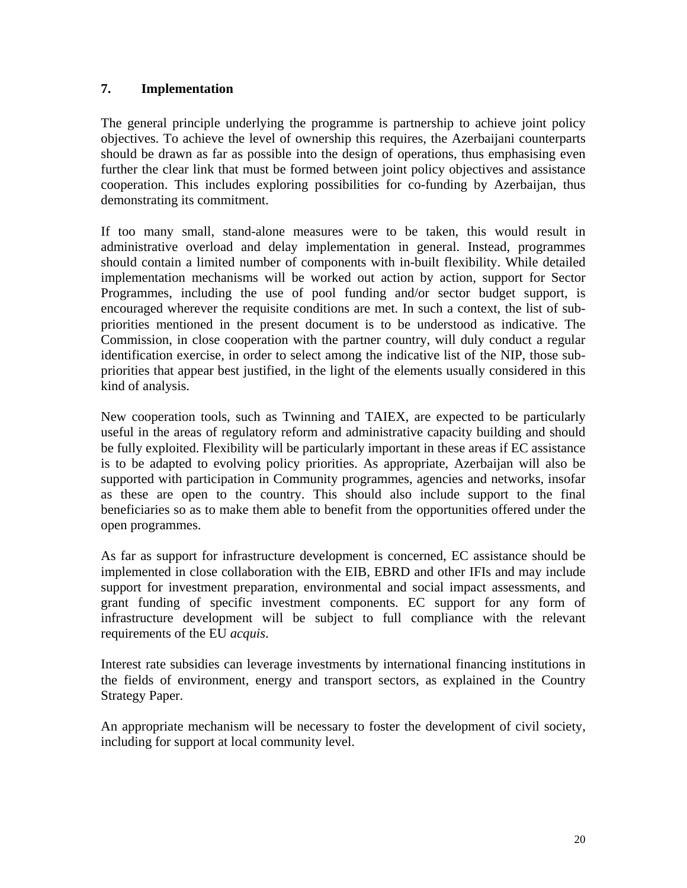## 7. Implementation

The general principle underlying the programme is partnership to achieve joint policy objectives. To achieve the level of ownership this requires, the Azerbaijani counterparts should be drawn as far as possible into the design of operations, thus emphasising even further the clear link that must be formed between joint policy objectives and assistance cooperation. This includes exploring possibilities for co-funding by Azerbaijan, thus demonstrating its commitment.

If too many small, stand-alone measures were to be taken, this would result in administrative overload and delay implementation in general. Instead, programmes should contain a limited number of components with in-built flexibility. While detailed implementation mechanisms will be worked out action by action, support for Sector Programmes, including the use of pool funding and/or sector budget support, is encouraged wherever the requisite conditions are met. In such a context, the list of sub-priorities mentioned in the present document is to be understood as indicative. The Commission, in close cooperation with the partner country, will duly conduct a regular identification exercise, in order to select among the indicative list of the NIP, those sub-priorities that appear best justified, in the light of the elements usually considered in this kind of analysis.

New cooperation tools, such as Twinning and TAIEX, are expected to be particularly useful in the areas of regulatory reform and administrative capacity building and should be fully exploited. Flexibility will be particularly important in these areas if EC assistance is to be adapted to evolving policy priorities. As appropriate, Azerbaijan will also be supported with participation in Community programmes, agencies and networks, insofar as these are open to the country. This should also include support to the final beneficiaries so as to make them able to benefit from the opportunities offered under the open programmes.

As far as support for infrastructure development is concerned, EC assistance should be implemented in close collaboration with the EIB, EBRD and other IFIs and may include support for investment preparation, environmental and social impact assessments, and grant funding of specific investment components. EC support for any form of infrastructure development will be subject to full compliance with the relevant requirements of the EU *acquis*.

Interest rate subsidies can leverage investments by international financing institutions in the fields of environment, energy and transport sectors, as explained in the Country Strategy Paper.

An appropriate mechanism will be necessary to foster the development of civil society, including for support at local community level.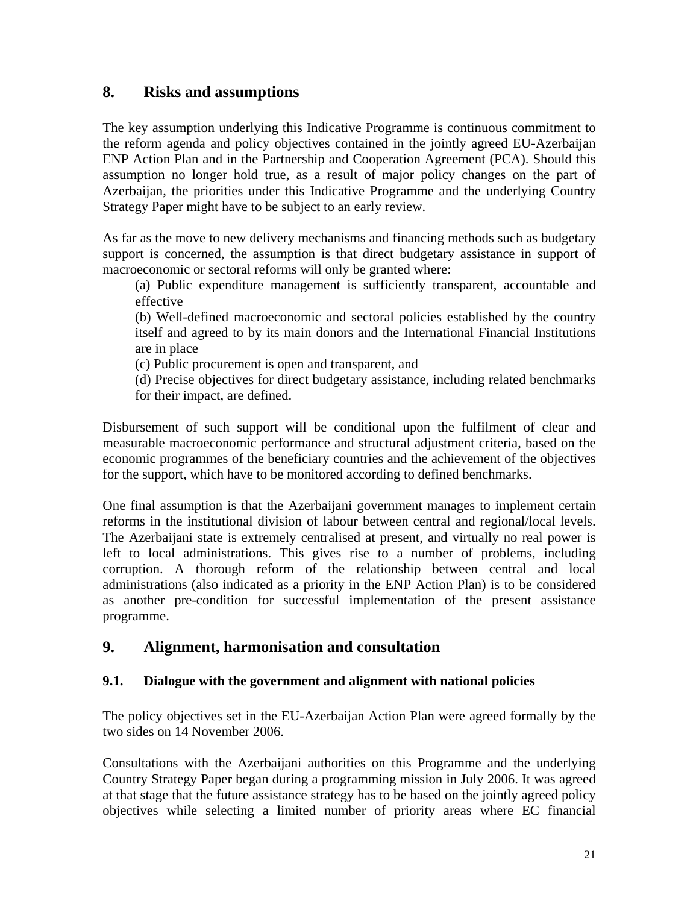## 8. Risks and assumptions

The key assumption underlying this Indicative Programme is continuous commitment to the reform agenda and policy objectives contained in the jointly agreed EU-Azerbaijan ENP Action Plan and in the Partnership and Cooperation Agreement (PCA). Should this assumption no longer hold true, as a result of major policy changes on the part of Azerbaijan, the priorities under this Indicative Programme and the underlying Country Strategy Paper might have to be subject to an early review.

As far as the move to new delivery mechanisms and financing methods such as budgetary support is concerned, the assumption is that direct budgetary assistance in support of macroeconomic or sectoral reforms will only be granted where:

(a) Public expenditure management is sufficiently transparent, accountable and effective

(b) Well-defined macroeconomic and sectoral policies established by the country itself and agreed to by its main donors and the International Financial Institutions are in place

(c) Public procurement is open and transparent, and

(d) Precise objectives for direct budgetary assistance, including related benchmarks for their impact, are defined.

Disbursement of such support will be conditional upon the fulfilment of clear and measurable macroeconomic performance and structural adjustment criteria, based on the economic programmes of the beneficiary countries and the achievement of the objectives for the support, which have to be monitored according to defined benchmarks.

One final assumption is that the Azerbaijani government manages to implement certain reforms in the institutional division of labour between central and regional/local levels. The Azerbaijani state is extremely centralised at present, and virtually no real power is left to local administrations. This gives rise to a number of problems, including corruption. A thorough reform of the relationship between central and local administrations (also indicated as a priority in the ENP Action Plan) is to be considered as another pre-condition for successful implementation of the present assistance programme.

## 9. Alignment, harmonisation and consultation

### 9.1. Dialogue with the government and alignment with national policies

The policy objectives set in the EU-Azerbaijan Action Plan were agreed formally by the two sides on 14 November 2006.

Consultations with the Azerbaijani authorities on this Programme and the underlying Country Strategy Paper began during a programming mission in July 2006. It was agreed at that stage that the future assistance strategy has to be based on the jointly agreed policy objectives while selecting a limited number of priority areas where EC financial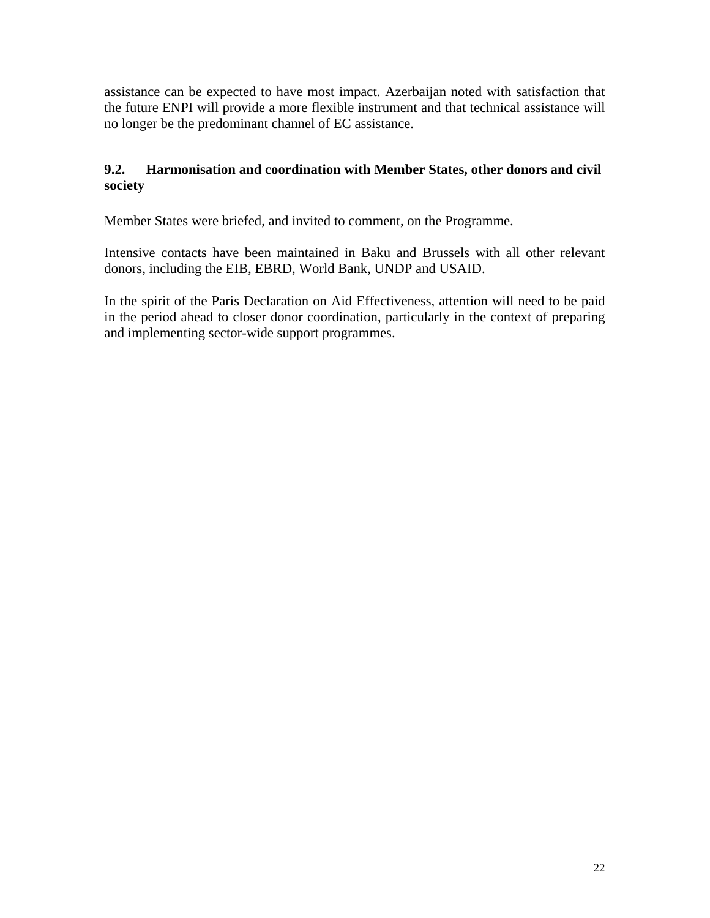assistance can be expected to have most impact. Azerbaijan noted with satisfaction that the future ENPI will provide a more flexible instrument and that technical assistance will no longer be the predominant channel of EC assistance.

### 9.2. Harmonisation and coordination with Member States, other donors and civil society

Member States were briefed, and invited to comment, on the Programme.

Intensive contacts have been maintained in Baku and Brussels with all other relevant donors, including the EIB, EBRD, World Bank, UNDP and USAID.

In the spirit of the Paris Declaration on Aid Effectiveness, attention will need to be paid in the period ahead to closer donor coordination, particularly in the context of preparing and implementing sector-wide support programmes.